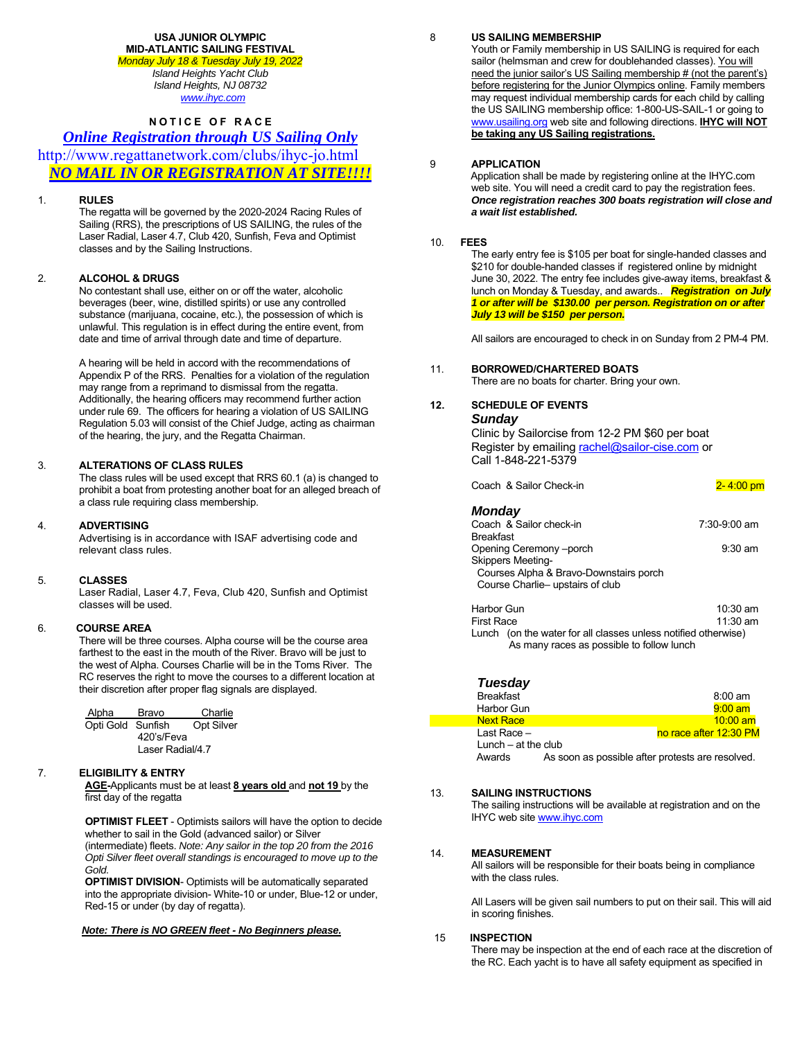**USA JUNIOR OLYMPIC**
**MID-ATLANTIC SAILING FESTIVAL**
*Monday July 18 & Tuesday July 19, 2022*
*Island Heights Yacht Club*
*Island Heights, NJ 08732*
*www.ihyc.com*

# NOTICE OF RACE

## *Online Registration through US Sailing Only*

http://www.regattanetwork.com/clubs/ihyc-jo.html

## *NO MAIL IN OR REGISTRATION AT SITE!!!!*

1. **RULES**
The regatta will be governed by the 2020-2024 Racing Rules of Sailing (RRS), the prescriptions of US SAILING, the rules of the Laser Radial, Laser 4.7, Club 420, Sunfish, Feva and Optimist classes and by the Sailing Instructions.

2. **ALCOHOL & DRUGS**
No contestant shall use, either on or off the water, alcoholic beverages (beer, wine, distilled spirits) or use any controlled substance (marijuana, cocaine, etc.), the possession of which is unlawful. This regulation is in effect during the entire event, from date and time of arrival through date and time of departure.

   A hearing will be held in accord with the recommendations of Appendix P of the RRS. Penalties for a violation of the regulation may range from a reprimand to dismissal from the regatta. Additionally, the hearing officers may recommend further action under rule 69. The officers for hearing a violation of US SAILING Regulation 5.03 will consist of the Chief Judge, acting as chairman of the hearing, the jury, and the Regatta Chairman.

3. **ALTERATIONS OF CLASS RULES**
The class rules will be used except that RRS 60.1 (a) is changed to prohibit a boat from protesting another boat for an alleged breach of a class rule requiring class membership.

4. **ADVERTISING**
Advertising is in accordance with ISAF advertising code and relevant class rules.

5. **CLASSES**
Laser Radial, Laser 4.7, Feva, Club 420, Sunfish and Optimist classes will be used.

6. **COURSE AREA**
There will be three courses. Alpha course will be the course area farthest to the east in the mouth of the River. Bravo will be just to the west of Alpha. Courses Charlie will be in the Toms River. The RC reserves the right to move the courses to a different location at their discretion after proper flag signals are displayed.

| Alpha | Bravo | Charlie |
|---|---|---|
| Opti Gold | Sunfish | Opt Silver |
| | 420's/Feva | |
| | Laser Radial/4.7 | |

7. **ELIGIBILITY & ENTRY**
**AGE-**Applicants must be at least **8 years old** and **not 19** by the first day of the regatta

   **OPTIMIST FLEET** - Optimists sailors will have the option to decide whether to sail in the Gold (advanced sailor) or Silver (intermediate) fleets. *Note: Any sailor in the top 20 from the 2016 Opti Silver fleet overall standings is encouraged to move up to the Gold.*
   **OPTIMIST DIVISION**- Optimists will be automatically separated into the appropriate division- White-10 or under, Blue-12 or under, Red-15 or under (by day of regatta).

   ***Note: There is NO GREEN fleet - No Beginners please.***

8. **US SAILING MEMBERSHIP**
Youth or Family membership in US SAILING is required for each sailor (helmsman and crew for doublehanded classes). You will need the junior sailor's US Sailing membership # (not the parent's) before registering for the Junior Olympics online. Family members may request individual membership cards for each child by calling the US SAILING membership office: 1-800-US-SAIL-1 or going to www.usailing.org web site and following directions. **IHYC will NOT be taking any US Sailing registrations.**

9. **APPLICATION**
Application shall be made by registering online at the IHYC.com web site. You will need a credit card to pay the registration fees. ***Once registration reaches 300 boats registration will close and a wait list established.***

10. **FEES**
The early entry fee is $105 per boat for single-handed classes and $210 for double-handed classes if registered online by midnight June 30, 2022. The entry fee includes give-away items, breakfast & lunch on Monday & Tuesday, and awards.. ***Registration on July 1 or after will be $130.00 per person. Registration on or after July 13 will be $150 per person.***

    All sailors are encouraged to check in on Sunday from 2 PM-4 PM.

11. **BORROWED/CHARTERED BOATS**
There are no boats for charter. Bring your own.

12. **SCHEDULE OF EVENTS**

    ***Sunday***
    Clinic by Sailorcise from 12-2 PM $60 per boat
    Register by emailing rachel@sailor-cise.com or
    Call 1-848-221-5379

    Coach & Sailor Check-in — 2- 4:00 pm

    ***Monday***

| | |
|---|---|
| Coach & Sailor check-in | 7:30-9:00 am |
| Breakfast | |
| Opening Ceremony –porch | 9:30 am |
| Skippers Meeting- | |
| Courses Alpha & Bravo-Downstairs porch | |
| Course Charlie– upstairs of club | |
| Harbor Gun | 10:30 am |
| First Race | 11:30 am |
| Lunch (on the water for all classes unless notified otherwise) | |
| As many races as possible to follow lunch | |

    ***Tuesday***

| | |
|---|---|
| Breakfast | 8:00 am |
| Harbor Gun | 9:00 am |
| Next Race | 10:00 am |
| Last Race – | no race after 12:30 PM |
| Lunch – at the club | |
| Awards | As soon as possible after protests are resolved. |

13. **SAILING INSTRUCTIONS**
The sailing instructions will be available at registration and on the IHYC web site www.ihyc.com

14. **MEASUREMENT**
All sailors will be responsible for their boats being in compliance with the class rules.

    All Lasers will be given sail numbers to put on their sail. This will aid in scoring finishes.

15. **INSPECTION**
There may be inspection at the end of each race at the discretion of the RC. Each yacht is to have all safety equipment as specified in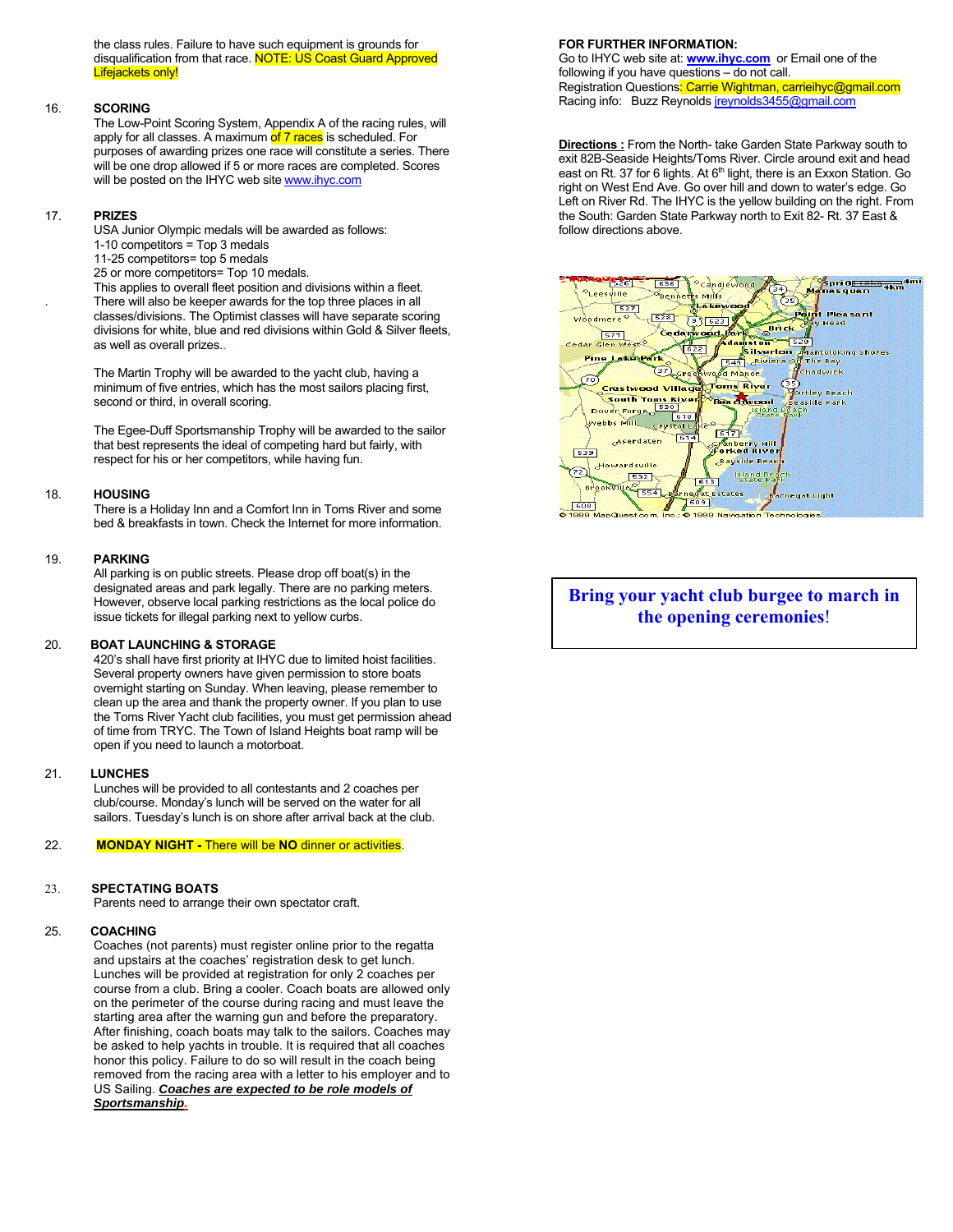the class rules. Failure to have such equipment is grounds for disqualification from that race. NOTE: US Coast Guard Approved Lifejackets only!

16. **SCORING**
The Low-Point Scoring System, Appendix A of the racing rules, will apply for all classes. A maximum of 7 races is scheduled. For purposes of awarding prizes one race will constitute a series. There will be one drop allowed if 5 or more races are completed. Scores will be posted on the IHYC web site www.ihyc.com

17. **PRIZES**
USA Junior Olympic medals will be awarded as follows:
1-10 competitors = Top 3 medals
11-25 competitors= top 5 medals
25 or more competitors= Top 10 medals.
This applies to overall fleet position and divisions within a fleet. There will also be keeper awards for the top three places in all classes/divisions. The Optimist classes will have separate scoring divisions for white, blue and red divisions within Gold & Silver fleets, as well as overall prizes..

The Martin Trophy will be awarded to the yacht club, having a minimum of five entries, which has the most sailors placing first, second or third, in overall scoring.

The Egee-Duff Sportsmanship Trophy will be awarded to the sailor that best represents the ideal of competing hard but fairly, with respect for his or her competitors, while having fun.

18. **HOUSING**
There is a Holiday Inn and a Comfort Inn in Toms River and some bed & breakfasts in town. Check the Internet for more information.

19. **PARKING**
All parking is on public streets. Please drop off boat(s) in the designated areas and park legally. There are no parking meters. However, observe local parking restrictions as the local police do issue tickets for illegal parking next to yellow curbs.

20. **BOAT LAUNCHING & STORAGE**
420's shall have first priority at IHYC due to limited hoist facilities. Several property owners have given permission to store boats overnight starting on Sunday. When leaving, please remember to clean up the area and thank the property owner. If you plan to use the Toms River Yacht club facilities, you must get permission ahead of time from TRYC. The Town of Island Heights boat ramp will be open if you need to launch a motorboat.

21. **LUNCHES**
Lunches will be provided to all contestants and 2 coaches per club/course. Monday's lunch will be served on the water for all sailors. Tuesday's lunch is on shore after arrival back at the club.

22. **MONDAY NIGHT -** There will be **NO** dinner or activities.

23. **SPECTATING BOATS**
Parents need to arrange their own spectator craft.

25. **COACHING**
Coaches (not parents) must register online prior to the regatta and upstairs at the coaches' registration desk to get lunch. Lunches will be provided at registration for only 2 coaches per course from a club. Bring a cooler. Coach boats are allowed only on the perimeter of the course during racing and must leave the starting area after the warning gun and before the preparatory. After finishing, coach boats may talk to the sailors. Coaches may be asked to help yachts in trouble. It is required that all coaches honor this policy. Failure to do so will result in the coach being removed from the racing area with a letter to his employer and to US Sailing. ***Coaches are expected to be role models of Sportsmanship.***

**FOR FURTHER INFORMATION:**
Go to IHYC web site at: **www.ihyc.com** or Email one of the following if you have questions – do not call.
Registration Questions: Carrie Wightman, carrieihyc@gmail.com
Racing info: Buzz Reynolds jreynolds3455@gmail.com

**Directions :** From the North- take Garden State Parkway south to exit 82B-Seaside Heights/Toms River. Circle around exit and head east on Rt. 37 for 6 lights. At 6th light, there is an Exxon Station. Go right on West End Ave. Go over hill and down to water's edge. Go Left on River Rd. The IHYC is the yellow building on the right. From the South: Garden State Parkway north to Exit 82- Rt. 37 East & follow directions above.

**Bring your yacht club burgee to march in the opening ceremonies!**